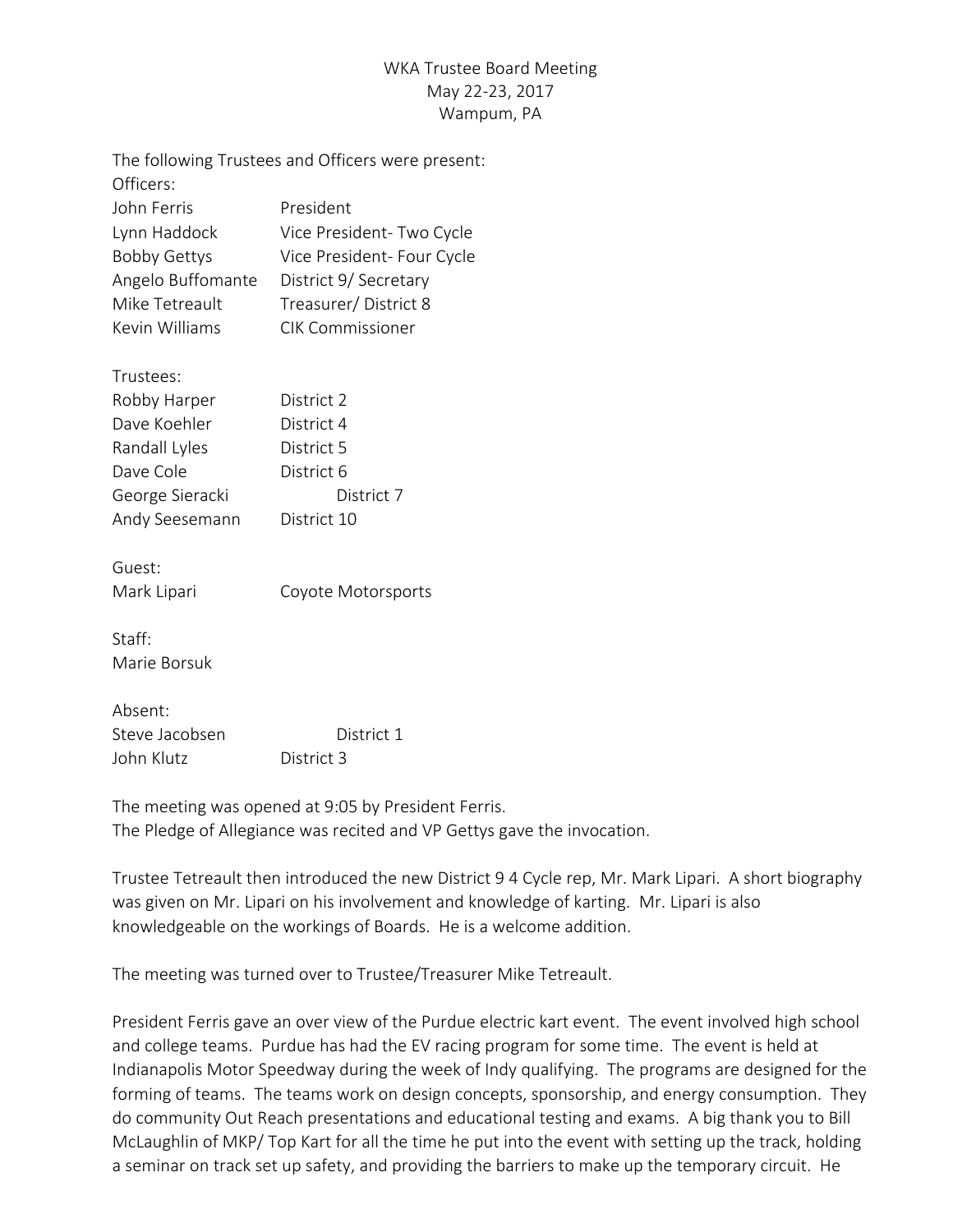WKA Trustee Board Meeting
May 22-23, 2017
Wampum, PA

The following Trustees and Officers were present:

Officers:

| | |
|---|---|
| John Ferris | President |
| Lynn Haddock | Vice President- Two Cycle |
| Bobby Gettys | Vice President- Four Cycle |
| Angelo Buffomante | District 9/ Secretary |
| Mike Tetreault | Treasurer/ District 8 |
| Kevin Williams | CIK Commissioner |

Trustees:

| | |
|---|---|
| Robby Harper | District 2 |
| Dave Koehler | District 4 |
| Randall Lyles | District 5 |
| Dave Cole | District 6 |
| George Sieracki | District 7 |
| Andy Seesemann | District 10 |

Guest:

| | |
|---|---|
| Mark Lipari | Coyote Motorsports |

Staff:

Marie Borsuk

Absent:

| | |
|---|---|
| Steve Jacobsen | District 1 |
| John Klutz | District 3 |

The meeting was opened at 9:05 by President Ferris.
The Pledge of Allegiance was recited and VP Gettys gave the invocation.

Trustee Tetreault then introduced the new District 9 4 Cycle rep, Mr. Mark Lipari. A short biography was given on Mr. Lipari on his involvement and knowledge of karting. Mr. Lipari is also knowledgeable on the workings of Boards. He is a welcome addition.

The meeting was turned over to Trustee/Treasurer Mike Tetreault.

President Ferris gave an over view of the Purdue electric kart event. The event involved high school and college teams. Purdue has had the EV racing program for some time. The event is held at Indianapolis Motor Speedway during the week of Indy qualifying. The programs are designed for the forming of teams. The teams work on design concepts, sponsorship, and energy consumption. They do community Out Reach presentations and educational testing and exams. A big thank you to Bill McLaughlin of MKP/ Top Kart for all the time he put into the event with setting up the track, holding a seminar on track set up safety, and providing the barriers to make up the temporary circuit. He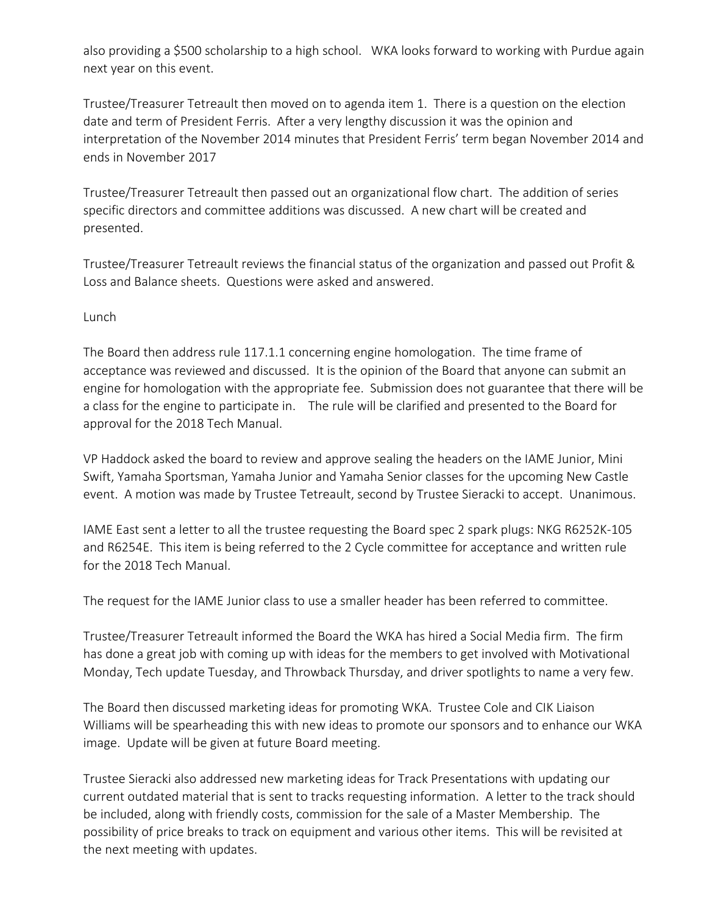also providing a $500 scholarship to a high school. WKA looks forward to working with Purdue again next year on this event.

Trustee/Treasurer Tetreault then moved on to agenda item 1. There is a question on the election date and term of President Ferris. After a very lengthy discussion it was the opinion and interpretation of the November 2014 minutes that President Ferris' term began November 2014 and ends in November 2017

Trustee/Treasurer Tetreault then passed out an organizational flow chart. The addition of series specific directors and committee additions was discussed. A new chart will be created and presented.

Trustee/Treasurer Tetreault reviews the financial status of the organization and passed out Profit & Loss and Balance sheets. Questions were asked and answered.

Lunch

The Board then address rule 117.1.1 concerning engine homologation. The time frame of acceptance was reviewed and discussed. It is the opinion of the Board that anyone can submit an engine for homologation with the appropriate fee. Submission does not guarantee that there will be a class for the engine to participate in. The rule will be clarified and presented to the Board for approval for the 2018 Tech Manual.

VP Haddock asked the board to review and approve sealing the headers on the IAME Junior, Mini Swift, Yamaha Sportsman, Yamaha Junior and Yamaha Senior classes for the upcoming New Castle event. A motion was made by Trustee Tetreault, second by Trustee Sieracki to accept. Unanimous.

IAME East sent a letter to all the trustee requesting the Board spec 2 spark plugs: NKG R6252K-105 and R6254E. This item is being referred to the 2 Cycle committee for acceptance and written rule for the 2018 Tech Manual.

The request for the IAME Junior class to use a smaller header has been referred to committee.

Trustee/Treasurer Tetreault informed the Board the WKA has hired a Social Media firm. The firm has done a great job with coming up with ideas for the members to get involved with Motivational Monday, Tech update Tuesday, and Throwback Thursday, and driver spotlights to name a very few.

The Board then discussed marketing ideas for promoting WKA. Trustee Cole and CIK Liaison Williams will be spearheading this with new ideas to promote our sponsors and to enhance our WKA image. Update will be given at future Board meeting.

Trustee Sieracki also addressed new marketing ideas for Track Presentations with updating our current outdated material that is sent to tracks requesting information. A letter to the track should be included, along with friendly costs, commission for the sale of a Master Membership. The possibility of price breaks to track on equipment and various other items. This will be revisited at the next meeting with updates.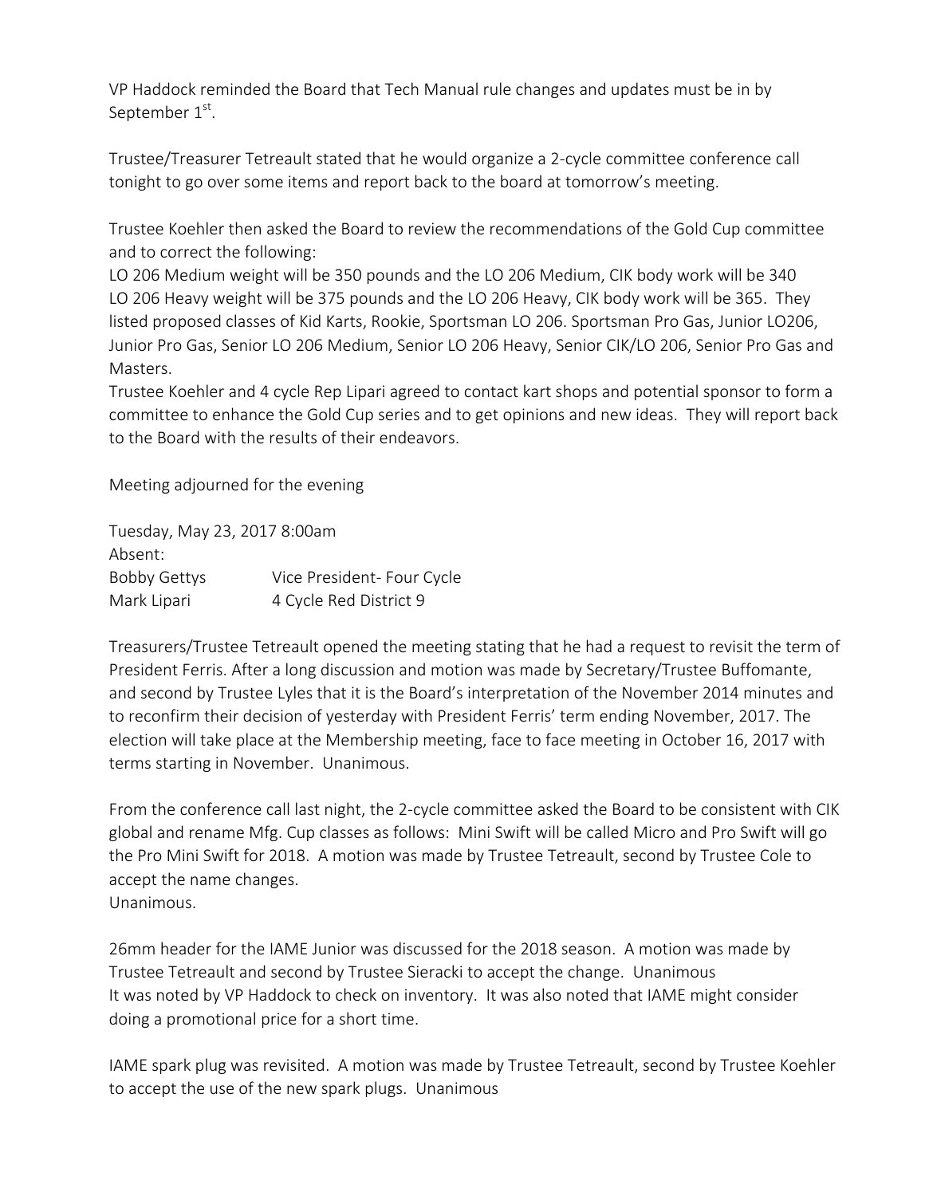VP Haddock reminded the Board that Tech Manual rule changes and updates must be in by September 1st.

Trustee/Treasurer Tetreault stated that he would organize a 2-cycle committee conference call tonight to go over some items and report back to the board at tomorrow's meeting.

Trustee Koehler then asked the Board to review the recommendations of the Gold Cup committee and to correct the following:
LO 206 Medium weight will be 350 pounds and the LO 206 Medium, CIK body work will be 340
LO 206 Heavy weight will be 375 pounds and the LO 206 Heavy, CIK body work will be 365. They listed proposed classes of Kid Karts, Rookie, Sportsman LO 206. Sportsman Pro Gas, Junior LO206, Junior Pro Gas, Senior LO 206 Medium, Senior LO 206 Heavy, Senior CIK/LO 206, Senior Pro Gas and Masters.
Trustee Koehler and 4 cycle Rep Lipari agreed to contact kart shops and potential sponsor to form a committee to enhance the Gold Cup series and to get opinions and new ideas. They will report back to the Board with the results of their endeavors.

Meeting adjourned for the evening

Tuesday, May 23, 2017 8:00am
Absent:

| | |
|---|---|
| Bobby Gettys | Vice President- Four Cycle |
| Mark Lipari | 4 Cycle Red District 9 |

Treasurers/Trustee Tetreault opened the meeting stating that he had a request to revisit the term of President Ferris. After a long discussion and motion was made by Secretary/Trustee Buffomante, and second by Trustee Lyles that it is the Board's interpretation of the November 2014 minutes and to reconfirm their decision of yesterday with President Ferris' term ending November, 2017. The election will take place at the Membership meeting, face to face meeting in October 16, 2017 with terms starting in November. Unanimous.

From the conference call last night, the 2-cycle committee asked the Board to be consistent with CIK global and rename Mfg. Cup classes as follows: Mini Swift will be called Micro and Pro Swift will go the Pro Mini Swift for 2018. A motion was made by Trustee Tetreault, second by Trustee Cole to accept the name changes.
Unanimous.

26mm header for the IAME Junior was discussed for the 2018 season. A motion was made by Trustee Tetreault and second by Trustee Sieracki to accept the change. Unanimous
It was noted by VP Haddock to check on inventory. It was also noted that IAME might consider doing a promotional price for a short time.

IAME spark plug was revisited. A motion was made by Trustee Tetreault, second by Trustee Koehler to accept the use of the new spark plugs. Unanimous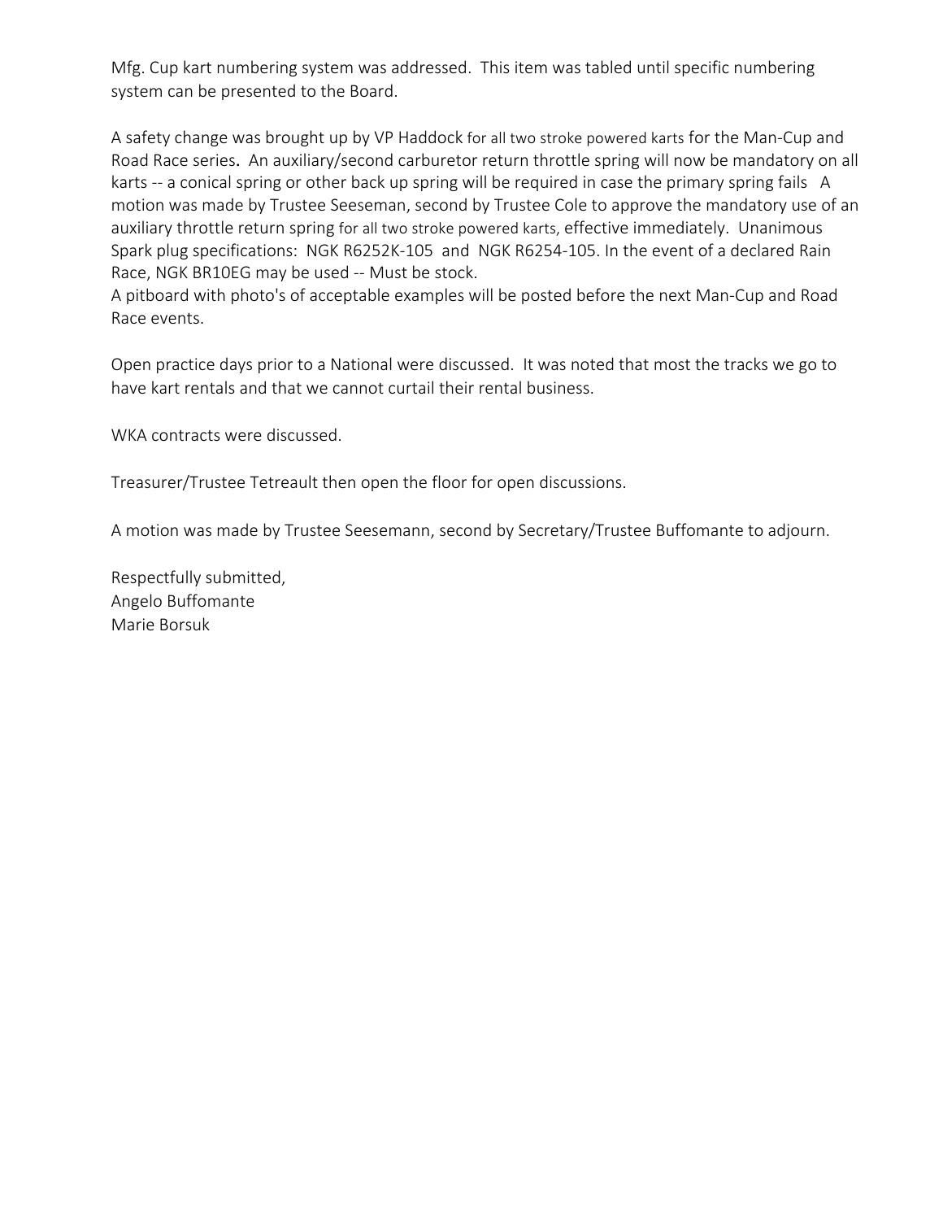Mfg. Cup kart numbering system was addressed.  This item was tabled until specific numbering system can be presented to the Board.

A safety change was brought up by VP Haddock for all two stroke powered karts for the Man-Cup and Road Race series**.** An auxiliary/second carburetor return throttle spring will now be mandatory on all karts -- a conical spring or other back up spring will be required in case the primary spring fails   A motion was made by Trustee Seeseman, second by Trustee Cole to approve the mandatory use of an auxiliary throttle return spring for all two stroke powered karts, effective immediately.  Unanimous
Spark plug specifications:  NGK R6252K-105  and  NGK R6254-105. In the event of a declared Rain Race, NGK BR10EG may be used -- Must be stock.
A pitboard with photo's of acceptable examples will be posted before the next Man-Cup and Road Race events.

Open practice days prior to a National were discussed.  It was noted that most the tracks we go to have kart rentals and that we cannot curtail their rental business.

WKA contracts were discussed.

Treasurer/Trustee Tetreault then open the floor for open discussions.

A motion was made by Trustee Seesemann, second by Secretary/Trustee Buffomante to adjourn.

Respectfully submitted,
Angelo Buffomante
Marie Borsuk